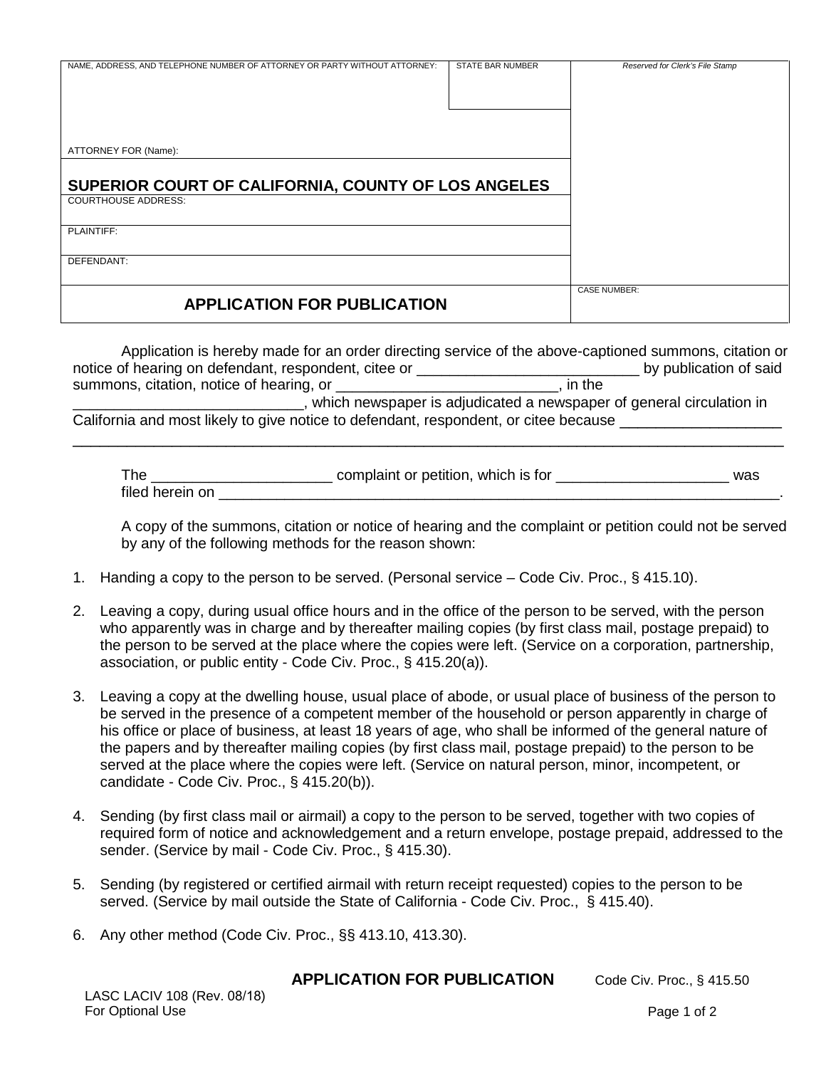| NAME, ADDRESS, AND TELEPHONE NUMBER OF ATTORNEY OR PARTY WITHOUT ATTORNEY: | STATE BAR NUMBER | *Reserved for Clerk's File Stamp* |
| --- | --- | --- |
| ATTORNEY FOR (Name): | | |
| **SUPERIOR COURT OF CALIFORNIA, COUNTY OF LOS ANGELES** | | |
| COURTHOUSE ADDRESS: | | |
| PLAINTIFF: | | |
| DEFENDANT: | | |
| **APPLICATION FOR PUBLICATION** | | CASE NUMBER: |

Application is hereby made for an order directing service of the above-captioned summons, citation or notice of hearing on defendant, respondent, citee or ___________________________ by publication of said summons, citation, notice of hearing, or ___________________________, in the ___________________________, which newspaper is adjudicated a newspaper of general circulation in California and most likely to give notice to defendant, respondent, or citee because ___________________ _______________________________________________________________________________

The _____________________ complaint or petition, which is for _____________________ was filed herein on _______________________________________________________________________.

A copy of the summons, citation or notice of hearing and the complaint or petition could not be served by any of the following methods for the reason shown:

1. Handing a copy to the person to be served. (Personal service – Code Civ. Proc., § 415.10).

2. Leaving a copy, during usual office hours and in the office of the person to be served, with the person who apparently was in charge and by thereafter mailing copies (by first class mail, postage prepaid) to the person to be served at the place where the copies were left. (Service on a corporation, partnership, association, or public entity - Code Civ. Proc., § 415.20(a)).

3. Leaving a copy at the dwelling house, usual place of abode, or usual place of business of the person to be served in the presence of a competent member of the household or person apparently in charge of his office or place of business, at least 18 years of age, who shall be informed of the general nature of the papers and by thereafter mailing copies (by first class mail, postage prepaid) to the person to be served at the place where the copies were left. (Service on natural person, minor, incompetent, or candidate - Code Civ. Proc., § 415.20(b)).

4. Sending (by first class mail or airmail) a copy to the person to be served, together with two copies of required form of notice and acknowledgement and a return envelope, postage prepaid, addressed to the sender. (Service by mail - Code Civ. Proc., § 415.30).

5. Sending (by registered or certified airmail with return receipt requested) copies to the person to be served. (Service by mail outside the State of California - Code Civ. Proc., § 415.40).

6. Any other method (Code Civ. Proc., §§ 413.10, 413.30).

**APPLICATION FOR PUBLICATION** Code Civ. Proc., § 415.50

LASC LACIV 108 (Rev. 08/18)
For Optional Use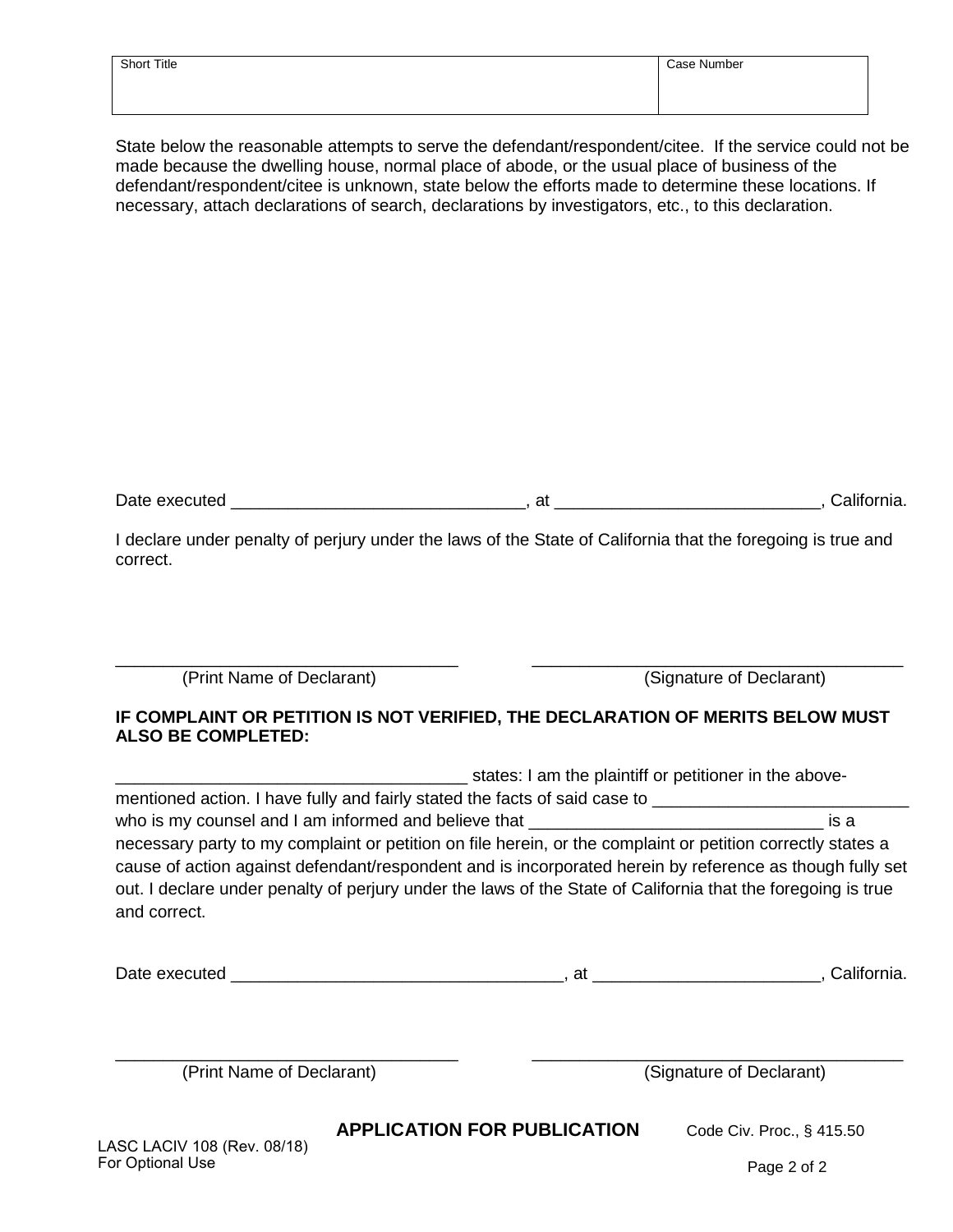| Short Title | Case Number |
| --- | --- |
| | |

State below the reasonable attempts to serve the defendant/respondent/citee. If the service could not be made because the dwelling house, normal place of abode, or the usual place of business of the defendant/respondent/citee is unknown, state below the efforts made to determine these locations. If necessary, attach declarations of search, declarations by investigators, etc., to this declaration.

Date executed _______________________________, at ___________________________, California.

I declare under penalty of perjury under the laws of the State of California that the foregoing is true and correct.

____________________________________ (Print Name of Declarant)

_______________________________________ (Signature of Declarant)

**IF COMPLAINT OR PETITION IS NOT VERIFIED, THE DECLARATION OF MERITS BELOW MUST ALSO BE COMPLETED:**

_____________________________________ states: I am the plaintiff or petitioner in the above-mentioned action. I have fully and fairly stated the facts of said case to ___________________________ who is my counsel and I am informed and believe that _______________________________ is a necessary party to my complaint or petition on file herein, or the complaint or petition correctly states a cause of action against defendant/respondent and is incorporated herein by reference as though fully set out. I declare under penalty of perjury under the laws of the State of California that the foregoing is true and correct.

Date executed __________________________________, at _______________________, California.

____________________________________ (Print Name of Declarant)

_______________________________________ (Signature of Declarant)

**APPLICATION FOR PUBLICATION** Code Civ. Proc., § 415.50

LASC LACIV 108 (Rev. 08/18)
For Optional Use